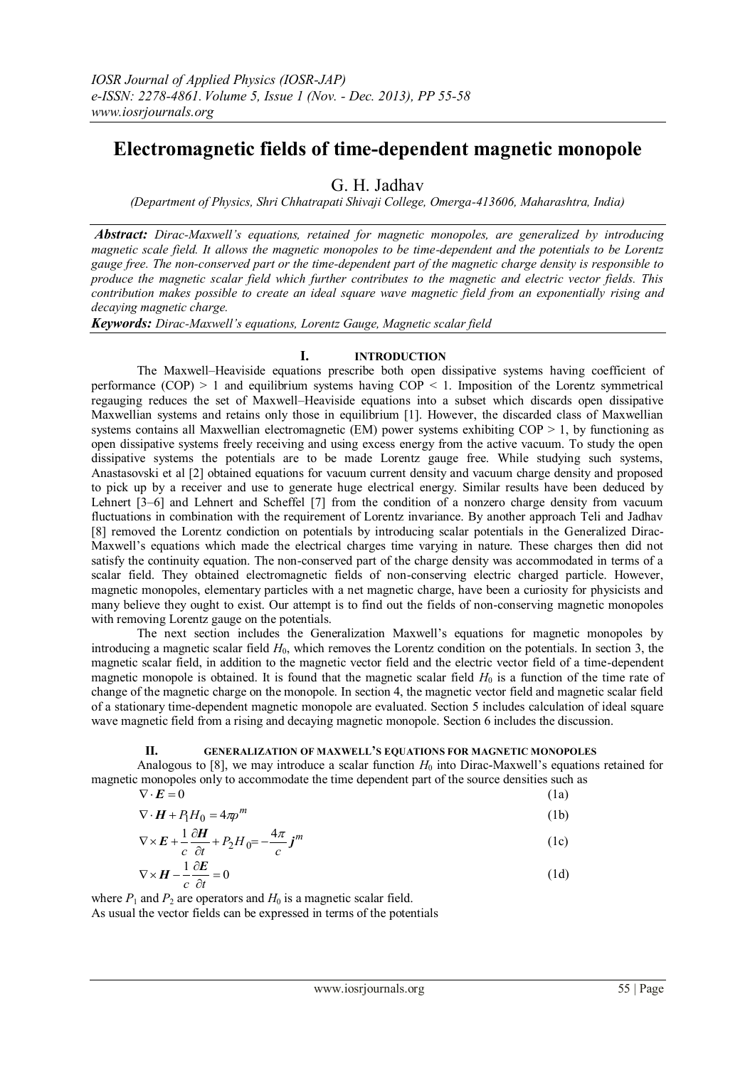# Electromagnetic fields of time-dependent magnetic monopole

G. H. Jadhav

*(Department of Physics, Shri Chhatrapati Shivaji College, Omerga-413606, Maharashtra, India)*

***Abstract:*** *Dirac-Maxwell's equations, retained for magnetic monopoles, are generalized by introducing magnetic scale field. It allows the magnetic monopoles to be time-dependent and the potentials to be Lorentz gauge free. The non-conserved part or the time-dependent part of the magnetic charge density is responsible to produce the magnetic scalar field which further contributes to the magnetic and electric vector fields. This contribution makes possible to create an ideal square wave magnetic field from an exponentially rising and decaying magnetic charge.*

***Keywords:*** *Dirac-Maxwell's equations, Lorentz Gauge, Magnetic scalar field*

## I. INTRODUCTION

The Maxwell–Heaviside equations prescribe both open dissipative systems having coefficient of performance (COP) > 1 and equilibrium systems having COP < 1. Imposition of the Lorentz symmetrical regauging reduces the set of Maxwell–Heaviside equations into a subset which discards open dissipative Maxwellian systems and retains only those in equilibrium [1]. However, the discarded class of Maxwellian systems contains all Maxwellian electromagnetic (EM) power systems exhibiting COP > 1, by functioning as open dissipative systems freely receiving and using excess energy from the active vacuum. To study the open dissipative systems the potentials are to be made Lorentz gauge free. While studying such systems, Anastasovski et al [2] obtained equations for vacuum current density and vacuum charge density and proposed to pick up by a receiver and use to generate huge electrical energy. Similar results have been deduced by Lehnert [3–6] and Lehnert and Scheffel [7] from the condition of a nonzero charge density from vacuum fluctuations in combination with the requirement of Lorentz invariance. By another approach Teli and Jadhav [8] removed the Lorentz condiction on potentials by introducing scalar potentials in the Generalized Dirac-Maxwell's equations which made the electrical charges time varying in nature. These charges then did not satisfy the continuity equation. The non-conserved part of the charge density was accommodated in terms of a scalar field. They obtained electromagnetic fields of non-conserving electric charged particle. However, magnetic monopoles, elementary particles with a net magnetic charge, have been a curiosity for physicists and many believe they ought to exist. Our attempt is to find out the fields of non-conserving magnetic monopoles with removing Lorentz gauge on the potentials.

The next section includes the Generalization Maxwell's equations for magnetic monopoles by introducing a magnetic scalar field $H_0$, which removes the Lorentz condition on the potentials. In section 3, the magnetic scalar field, in addition to the magnetic vector field and the electric vector field of a time-dependent magnetic monopole is obtained. It is found that the magnetic scalar field $H_0$ is a function of the time rate of change of the magnetic charge on the monopole. In section 4, the magnetic vector field and magnetic scalar field of a stationary time-dependent magnetic monopole are evaluated. Section 5 includes calculation of ideal square wave magnetic field from a rising and decaying magnetic monopole. Section 6 includes the discussion.

## II. GENERALIZATION OF MAXWELL'S EQUATIONS FOR MAGNETIC MONOPOLES

Analogous to [8], we may introduce a scalar function $H_0$ into Dirac-Maxwell's equations retained for magnetic monopoles only to accommodate the time dependent part of the source densities such as

$$\nabla \cdot \boldsymbol{E} = 0 \tag{1a}$$

$$\nabla \cdot \boldsymbol{H} + P_1 H_0 = 4\pi\rho^m \tag{1b}$$

$$\nabla \times \boldsymbol{E} + \frac{1}{c}\frac{\partial \boldsymbol{H}}{\partial t} + P_2 H_0 = -\frac{4\pi}{c}\boldsymbol{j}^m \tag{1c}$$

$$\nabla \times \boldsymbol{H} - \frac{1}{c}\frac{\partial \boldsymbol{E}}{\partial t} = 0 \tag{1d}$$

where $P_1$ and $P_2$ are operators and $H_0$ is a magnetic scalar field.

As usual the vector fields can be expressed in terms of the potentials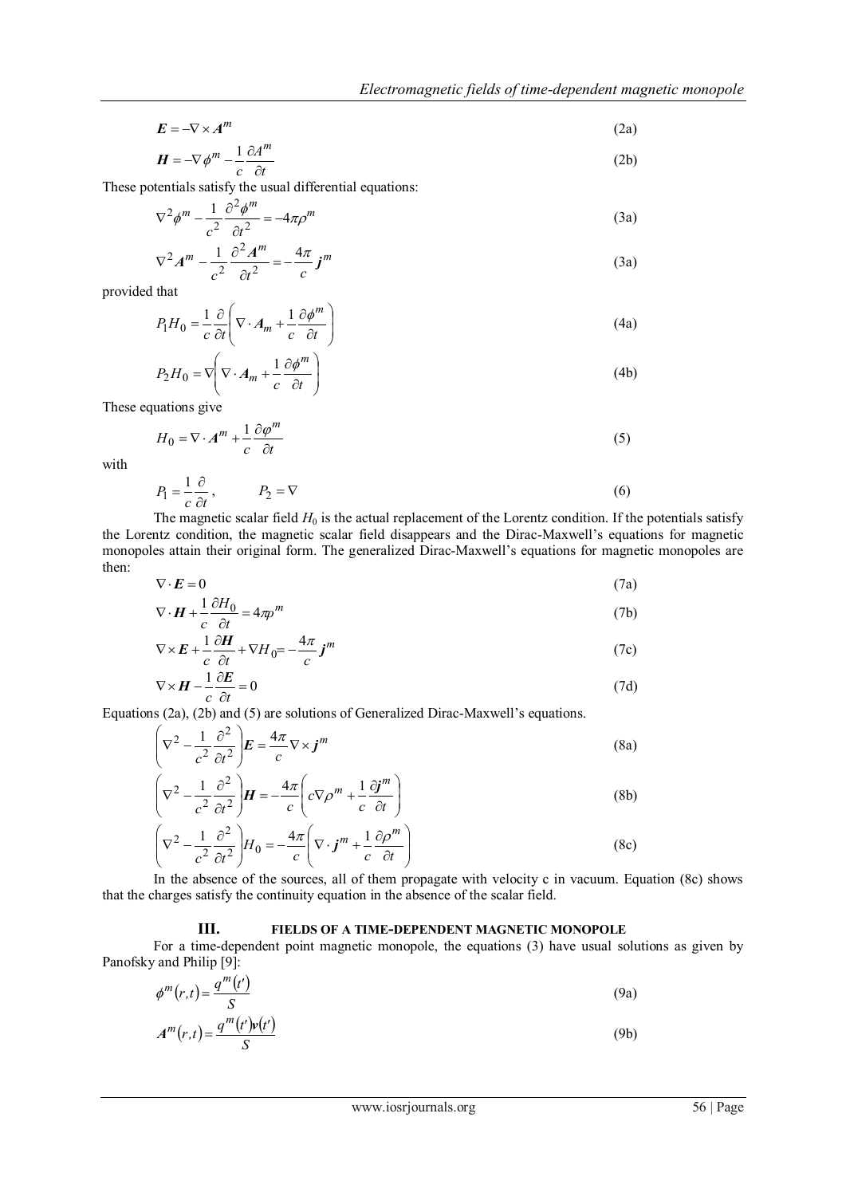$$\boldsymbol{E} = -\nabla \times \boldsymbol{A}^m \tag{2a}$$

$$\boldsymbol{H} = -\nabla \phi^m - \frac{1}{c}\frac{\partial A^m}{\partial t} \tag{2b}$$

These potentials satisfy the usual differential equations:

$$\nabla^2 \phi^m - \frac{1}{c^2}\frac{\partial^2 \phi^m}{\partial t^2} = -4\pi \rho^m \tag{3a}$$

$$\nabla^2 \boldsymbol{A}^m - \frac{1}{c^2}\frac{\partial^2 \boldsymbol{A}^m}{\partial t^2} = -\frac{4\pi}{c}\boldsymbol{j}^m \tag{3a}$$

provided that

$$P_1 H_0 = \frac{1}{c}\frac{\partial}{\partial t}\left(\nabla \cdot \boldsymbol{A}_m + \frac{1}{c}\frac{\partial \phi^m}{\partial t}\right) \tag{4a}$$

$$P_2 H_0 = \nabla\left(\nabla \cdot \boldsymbol{A}_m + \frac{1}{c}\frac{\partial \phi^m}{\partial t}\right) \tag{4b}$$

These equations give

$$H_0 = \nabla \cdot \boldsymbol{A}^m + \frac{1}{c}\frac{\partial \varphi^m}{\partial t} \tag{5}$$

with

$$P_1 = \frac{1}{c}\frac{\partial}{\partial t}, \qquad P_2 = \nabla \tag{6}$$

The magnetic scalar field $H_0$ is the actual replacement of the Lorentz condition. If the potentials satisfy the Lorentz condition, the magnetic scalar field disappears and the Dirac-Maxwell's equations for magnetic monopoles attain their original form. The generalized Dirac-Maxwell's equations for magnetic monopoles are then:

$$\nabla \cdot \boldsymbol{E} = 0 \tag{7a}$$

$$\nabla \cdot \boldsymbol{H} + \frac{1}{c}\frac{\partial H_0}{\partial t} = 4\pi \rho^m \tag{7b}$$

$$\nabla \times \boldsymbol{E} + \frac{1}{c}\frac{\partial \boldsymbol{H}}{\partial t} + \nabla H_0 = -\frac{4\pi}{c}\boldsymbol{j}^m \tag{7c}$$

$$\nabla \times \boldsymbol{H} - \frac{1}{c}\frac{\partial \boldsymbol{E}}{\partial t} = 0 \tag{7d}$$

Equations (2a), (2b) and (5) are solutions of Generalized Dirac-Maxwell's equations.

$$\left(\nabla^2 - \frac{1}{c^2}\frac{\partial^2}{\partial t^2}\right)\boldsymbol{E} = \frac{4\pi}{c}\nabla \times \boldsymbol{j}^m \tag{8a}$$

$$\left(\nabla^2 - \frac{1}{c^2}\frac{\partial^2}{\partial t^2}\right)\boldsymbol{H} = -\frac{4\pi}{c}\left(c\nabla \rho^m + \frac{1}{c}\frac{\partial \boldsymbol{j}^m}{\partial t}\right) \tag{8b}$$

$$\left(\nabla^2 - \frac{1}{c^2}\frac{\partial^2}{\partial t^2}\right)H_0 = -\frac{4\pi}{c}\left(\nabla \cdot \boldsymbol{j}^m + \frac{1}{c}\frac{\partial \rho^m}{\partial t}\right) \tag{8c}$$

In the absence of the sources, all of them propagate with velocity c in vacuum. Equation (8c) shows that the charges satisfy the continuity equation in the absence of the scalar field.

## III. FIELDS OF A TIME-DEPENDENT MAGNETIC MONOPOLE

For a time-dependent point magnetic monopole, the equations (3) have usual solutions as given by Panofsky and Philip [9]:

$$\phi^m(r,t) = \frac{q^m(t')}{S} \tag{9a}$$

$$\boldsymbol{A}^m(r,t) = \frac{q^m(t')\boldsymbol{v}(t')}{S} \tag{9b}$$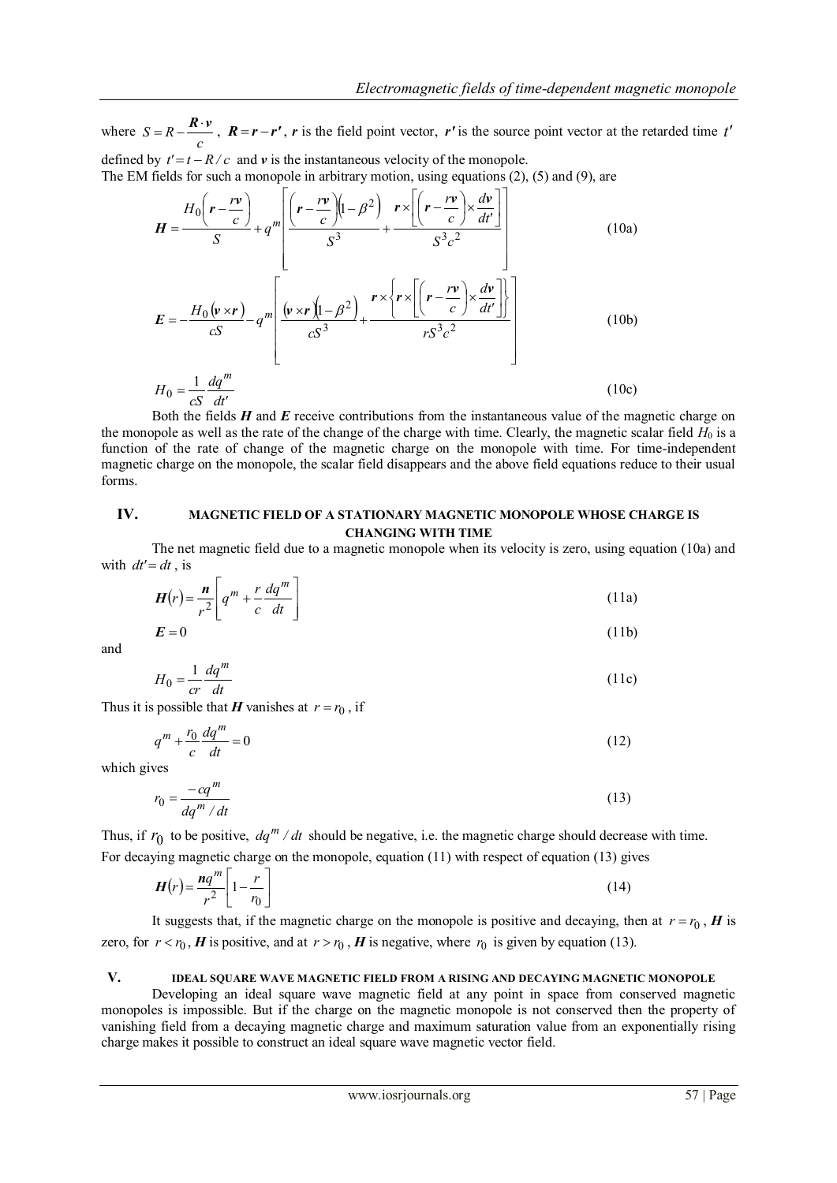where $S = R - \frac{\boldsymbol{R} \cdot \boldsymbol{v}}{c}$, $\boldsymbol{R} = \boldsymbol{r} - \boldsymbol{r}'$, $\boldsymbol{r}$ is the field point vector, $\boldsymbol{r}'$ is the source point vector at the retarded time $t'$ defined by $t' = t - R/c$ and $\boldsymbol{v}$ is the instantaneous velocity of the monopole.

The EM fields for such a monopole in arbitrary motion, using equations (2), (5) and (9), are

$$
\boldsymbol{H} = \frac{H_0\left(\boldsymbol{r} - \frac{r\boldsymbol{v}}{c}\right)}{S} + q^m \left[ \frac{\left(\boldsymbol{r} - \frac{r\boldsymbol{v}}{c}\right)\left(1-\beta^2\right)}{S^3} + \frac{\boldsymbol{r} \times \left[\left(\boldsymbol{r} - \frac{r\boldsymbol{v}}{c}\right) \times \frac{d\boldsymbol{v}}{dt'}\right]}{S^3 c^2} \right] \tag{10a}
$$

$$
\boldsymbol{E} = -\frac{H_0 (\boldsymbol{v} \times \boldsymbol{r})}{cS} - q^m \left[ \frac{(\boldsymbol{v} \times \boldsymbol{r})\left(1-\beta^2\right)}{cS^3} + \frac{\boldsymbol{r} \times \left\{ \boldsymbol{r} \times \left[\left(\boldsymbol{r} - \frac{r\boldsymbol{v}}{c}\right) \times \frac{d\boldsymbol{v}}{dt'}\right]\right\}}{rS^3 c^2} \right] \tag{10b}
$$

$$
H_0 = \frac{1}{cS}\frac{dq^m}{dt'} \tag{10c}
$$

Both the fields $\boldsymbol{H}$ and $\boldsymbol{E}$ receive contributions from the instantaneous value of the magnetic charge on the monopole as well as the rate of the change of the charge with time. Clearly, the magnetic scalar field $H_0$ is a function of the rate of change of the magnetic charge on the monopole with time. For time-independent magnetic charge on the monopole, the scalar field disappears and the above field equations reduce to their usual forms.

## IV. MAGNETIC FIELD OF A STATIONARY MAGNETIC MONOPOLE WHOSE CHARGE IS CHANGING WITH TIME

The net magnetic field due to a magnetic monopole when its velocity is zero, using equation (10a) and with $dt' = dt$, is

$$
\boldsymbol{H}(r) = \frac{\boldsymbol{n}}{r^2}\left[ q^m + \frac{r}{c}\frac{dq^m}{dt} \right] \tag{11a}
$$

$$
\boldsymbol{E} = 0 \tag{11b}
$$

and

$$
H_0 = \frac{1}{cr}\frac{dq^m}{dt} \tag{11c}
$$

Thus it is possible that $\boldsymbol{H}$ vanishes at $r = r_0$, if

$$
q^m + \frac{r_0}{c}\frac{dq^m}{dt} = 0 \tag{12}
$$

which gives

$$
r_0 = \frac{-cq^m}{dq^m/dt} \tag{13}
$$

Thus, if $r_0$ to be positive, $dq^m/dt$ should be negative, i.e. the magnetic charge should decrease with time.

For decaying magnetic charge on the monopole, equation (11) with respect of equation (13) gives

$$
\boldsymbol{H}(r) = \frac{\boldsymbol{n}q^m}{r^2}\left[1 - \frac{r}{r_0}\right] \tag{14}
$$

It suggests that, if the magnetic charge on the monopole is positive and decaying, then at $r = r_0$, $\boldsymbol{H}$ is zero, for $r < r_0$, $\boldsymbol{H}$ is positive, and at $r > r_0$, $\boldsymbol{H}$ is negative, where $r_0$ is given by equation (13).

## V. IDEAL SQUARE WAVE MAGNETIC FIELD FROM A RISING AND DECAYING MAGNETIC MONOPOLE

Developing an ideal square wave magnetic field at any point in space from conserved magnetic monopoles is impossible. But if the charge on the magnetic monopole is not conserved then the property of vanishing field from a decaying magnetic charge and maximum saturation value from an exponentially rising charge makes it possible to construct an ideal square wave magnetic vector field.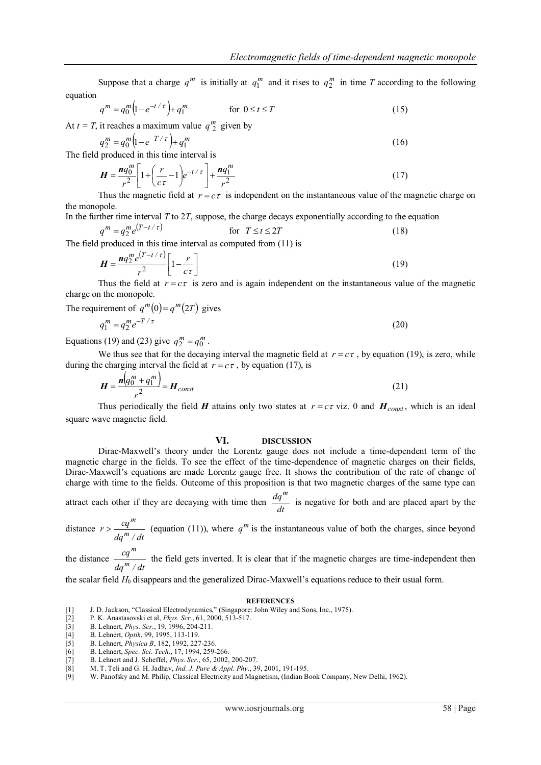Suppose that a charge $q^m$ is initially at $q_1^m$ and it rises to $q_2^m$ in time *T* according to the following equation

$$q^m = q_0^m \left(1 - e^{-t/\tau}\right) + q_1^m \qquad \text{for } 0 \le t \le T \tag{15}$$

At *t* = *T*, it reaches a maximum value $q_2^m$ given by

$$q_2^m = q_0^m \left(1 - e^{-T/\tau}\right) + q_1^m \tag{16}$$

The field produced in this time interval is

$$\boldsymbol{H} = \frac{\boldsymbol{n} q_0^m}{r^2}\left[1 + \left(\frac{r}{c\tau} - 1\right)e^{-t/\tau}\right] + \frac{\boldsymbol{n} q_1^m}{r^2} \tag{17}$$

Thus the magnetic field at $r = c\tau$ is independent on the instantaneous value of the magnetic charge on the monopole.

In the further time interval *T* to 2*T*, suppose, the charge decays exponentially according to the equation

$$q^m = q_2^m e^{(T - t/\tau)} \qquad \text{for } T \le t \le 2T \tag{18}$$

The field produced in this time interval as computed from (11) is

$$\boldsymbol{H} = \frac{\boldsymbol{n} q_2^m e^{(T - t/\tau)}}{r^2}\left[1 - \frac{r}{c\tau}\right] \tag{19}$$

Thus the field at $r = c\tau$ is zero and is again independent on the instantaneous value of the magnetic charge on the monopole.

The requirement of $q^m(0) = q^m(2T)$ gives

$$q_1^m = q_2^m e^{-T/\tau} \tag{20}$$

Equations (19) and (23) give $q_2^m = q_0^m$.

We thus see that for the decaying interval the magnetic field at $r = c\tau$, by equation (19), is zero, while during the charging interval the field at $r = c\tau$, by equation (17), is

$$\boldsymbol{H} = \frac{\boldsymbol{n}\left(q_0^m + q_1^m\right)}{r^2} = \boldsymbol{H}_{const} \tag{21}$$

Thus periodically the field $\boldsymbol{H}$ attains only two states at $r = c\tau$ viz. 0 and $\boldsymbol{H}_{const}$, which is an ideal square wave magnetic field.

## VI. DISCUSSION

Dirac-Maxwell's theory under the Lorentz gauge does not include a time-dependent term of the magnetic charge in the fields. To see the effect of the time-dependence of magnetic charges on their fields, Dirac-Maxwell's equations are made Lorentz gauge free. It shows the contribution of the rate of change of charge with time to the fields. Outcome of this proposition is that two magnetic charges of the same type can attract each other if they are decaying with time then $\frac{dq^m}{dt}$ is negative for both and are placed apart by the distance $r > \frac{cq^m}{dq^m/dt}$ (equation (11)), where $q^m$ is the instantaneous value of both the charges, since beyond the distance $\frac{cq^m}{dq^m/dt}$ the field gets inverted. It is clear that if the magnetic charges are time-independent then the scalar field $H_0$ disappears and the generalized Dirac-Maxwell's equations reduce to their usual form.

## REFERENCES

[1] J. D. Jackson, "Classical Electrodynamics," (Singapore: John Wiley and Sons, Inc., 1975).
[2] P. K. Anastasovski et al, *Phys. Scr.*, 61, 2000, 513-517.
[3] B. Lehnert, *Phys. Scr.*, 19, 1996, 204-211.
[4] B. Lehnert, *Optik*, 99, 1995, 113-119.
[5] B. Lehnert, *Physica B*, 182, 1992, 227-236.
[6] B. Lehnert, *Spec. Sci. Tech*., 17, 1994, 259-266.
[7] B. Lehnert and J. Scheffel, *Phys. Scr.*, 65, 2002, 200-207.
[8] M. T. Teli and G. H. Jadhav, *Ind. J. Pure & Appl. Phy*., 39, 2001, 191-195.
[9] W. Panofsky and M. Philip, Classical Electricity and Magnetism, (Indian Book Company, New Delhi, 1962).